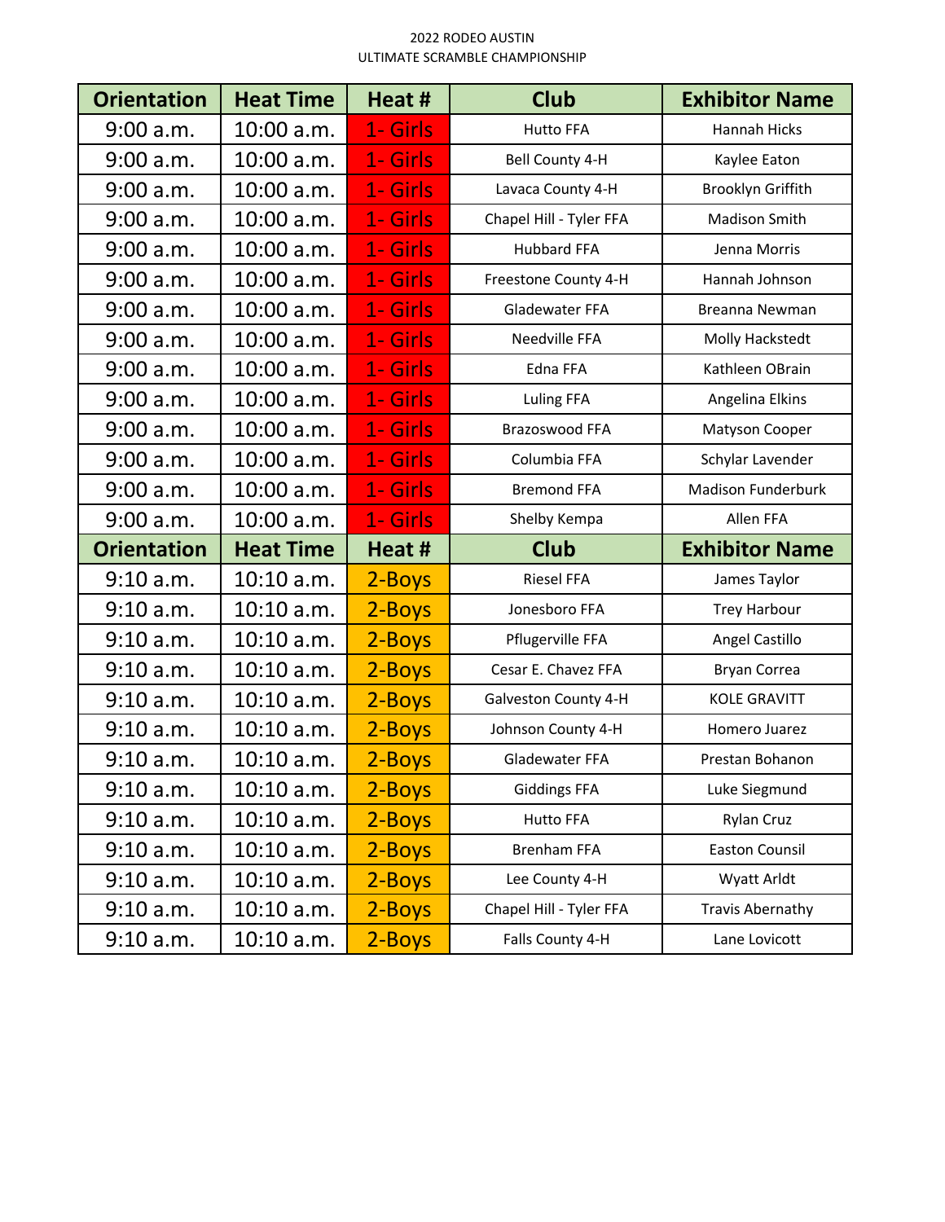2022 RODEO AUSTIN
ULTIMATE SCRAMBLE CHAMPIONSHIP

| Orientation | Heat Time | Heat # | Club | Exhibitor Name |
|---|---|---|---|---|
| 9:00 a.m. | 10:00 a.m. | 1- Girls | Hutto FFA | Hannah Hicks |
| 9:00 a.m. | 10:00 a.m. | 1- Girls | Bell County 4-H | Kaylee Eaton |
| 9:00 a.m. | 10:00 a.m. | 1- Girls | Lavaca County 4-H | Brooklyn Griffith |
| 9:00 a.m. | 10:00 a.m. | 1- Girls | Chapel Hill - Tyler FFA | Madison Smith |
| 9:00 a.m. | 10:00 a.m. | 1- Girls | Hubbard FFA | Jenna Morris |
| 9:00 a.m. | 10:00 a.m. | 1- Girls | Freestone County 4-H | Hannah Johnson |
| 9:00 a.m. | 10:00 a.m. | 1- Girls | Gladewater FFA | Breanna Newman |
| 9:00 a.m. | 10:00 a.m. | 1- Girls | Needville FFA | Molly Hackstedt |
| 9:00 a.m. | 10:00 a.m. | 1- Girls | Edna FFA | Kathleen OBrain |
| 9:00 a.m. | 10:00 a.m. | 1- Girls | Luling FFA | Angelina Elkins |
| 9:00 a.m. | 10:00 a.m. | 1- Girls | Brazoswood FFA | Matyson Cooper |
| 9:00 a.m. | 10:00 a.m. | 1- Girls | Columbia FFA | Schylar Lavender |
| 9:00 a.m. | 10:00 a.m. | 1- Girls | Bremond FFA | Madison Funderburk |
| 9:00 a.m. | 10:00 a.m. | 1- Girls | Shelby Kempa | Allen FFA |
| **Orientation** | **Heat Time** | **Heat #** | **Club** | **Exhibitor Name** |
| 9:10 a.m. | 10:10 a.m. | 2-Boys | Riesel FFA | James Taylor |
| 9:10 a.m. | 10:10 a.m. | 2-Boys | Jonesboro FFA | Trey Harbour |
| 9:10 a.m. | 10:10 a.m. | 2-Boys | Pflugerville FFA | Angel Castillo |
| 9:10 a.m. | 10:10 a.m. | 2-Boys | Cesar E. Chavez FFA | Bryan Correa |
| 9:10 a.m. | 10:10 a.m. | 2-Boys | Galveston County 4-H | KOLE GRAVITT |
| 9:10 a.m. | 10:10 a.m. | 2-Boys | Johnson County 4-H | Homero Juarez |
| 9:10 a.m. | 10:10 a.m. | 2-Boys | Gladewater FFA | Prestan Bohanon |
| 9:10 a.m. | 10:10 a.m. | 2-Boys | Giddings FFA | Luke Siegmund |
| 9:10 a.m. | 10:10 a.m. | 2-Boys | Hutto FFA | Rylan Cruz |
| 9:10 a.m. | 10:10 a.m. | 2-Boys | Brenham FFA | Easton Counsil |
| 9:10 a.m. | 10:10 a.m. | 2-Boys | Lee County 4-H | Wyatt Arldt |
| 9:10 a.m. | 10:10 a.m. | 2-Boys | Chapel Hill - Tyler FFA | Travis Abernathy |
| 9:10 a.m. | 10:10 a.m. | 2-Boys | Falls County 4-H | Lane Lovicott |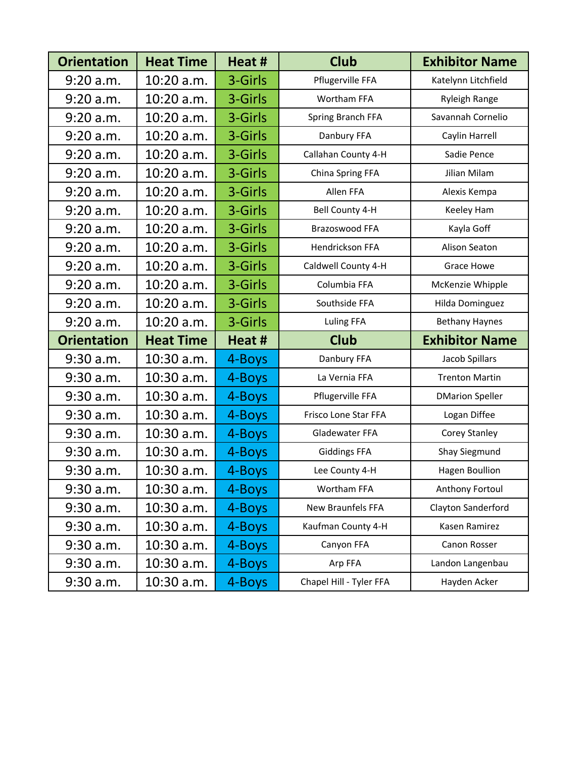| Orientation | Heat Time | Heat # | Club | Exhibitor Name |
|---|---|---|---|---|
| 9:20 a.m. | 10:20 a.m. | 3-Girls | Pflugerville FFA | Katelynn Litchfield |
| 9:20 a.m. | 10:20 a.m. | 3-Girls | Wortham FFA | Ryleigh Range |
| 9:20 a.m. | 10:20 a.m. | 3-Girls | Spring Branch FFA | Savannah Cornelio |
| 9:20 a.m. | 10:20 a.m. | 3-Girls | Danbury FFA | Caylin Harrell |
| 9:20 a.m. | 10:20 a.m. | 3-Girls | Callahan County 4-H | Sadie Pence |
| 9:20 a.m. | 10:20 a.m. | 3-Girls | China Spring FFA | Jilian Milam |
| 9:20 a.m. | 10:20 a.m. | 3-Girls | Allen FFA | Alexis Kempa |
| 9:20 a.m. | 10:20 a.m. | 3-Girls | Bell County 4-H | Keeley Ham |
| 9:20 a.m. | 10:20 a.m. | 3-Girls | Brazoswood FFA | Kayla Goff |
| 9:20 a.m. | 10:20 a.m. | 3-Girls | Hendrickson FFA | Alison Seaton |
| 9:20 a.m. | 10:20 a.m. | 3-Girls | Caldwell County 4-H | Grace Howe |
| 9:20 a.m. | 10:20 a.m. | 3-Girls | Columbia FFA | McKenzie Whipple |
| 9:20 a.m. | 10:20 a.m. | 3-Girls | Southside FFA | Hilda Dominguez |
| 9:20 a.m. | 10:20 a.m. | 3-Girls | Luling FFA | Bethany Haynes |
| **Orientation** | **Heat Time** | **Heat #** | **Club** | **Exhibitor Name** |
| 9:30 a.m. | 10:30 a.m. | 4-Boys | Danbury FFA | Jacob Spillars |
| 9:30 a.m. | 10:30 a.m. | 4-Boys | La Vernia FFA | Trenton Martin |
| 9:30 a.m. | 10:30 a.m. | 4-Boys | Pflugerville FFA | DMarion Speller |
| 9:30 a.m. | 10:30 a.m. | 4-Boys | Frisco Lone Star FFA | Logan Diffee |
| 9:30 a.m. | 10:30 a.m. | 4-Boys | Gladewater FFA | Corey Stanley |
| 9:30 a.m. | 10:30 a.m. | 4-Boys | Giddings FFA | Shay Siegmund |
| 9:30 a.m. | 10:30 a.m. | 4-Boys | Lee County 4-H | Hagen Boullion |
| 9:30 a.m. | 10:30 a.m. | 4-Boys | Wortham FFA | Anthony Fortoul |
| 9:30 a.m. | 10:30 a.m. | 4-Boys | New Braunfels FFA | Clayton Sanderford |
| 9:30 a.m. | 10:30 a.m. | 4-Boys | Kaufman County 4-H | Kasen Ramirez |
| 9:30 a.m. | 10:30 a.m. | 4-Boys | Canyon FFA | Canon Rosser |
| 9:30 a.m. | 10:30 a.m. | 4-Boys | Arp FFA | Landon Langenbau |
| 9:30 a.m. | 10:30 a.m. | 4-Boys | Chapel Hill - Tyler FFA | Hayden Acker |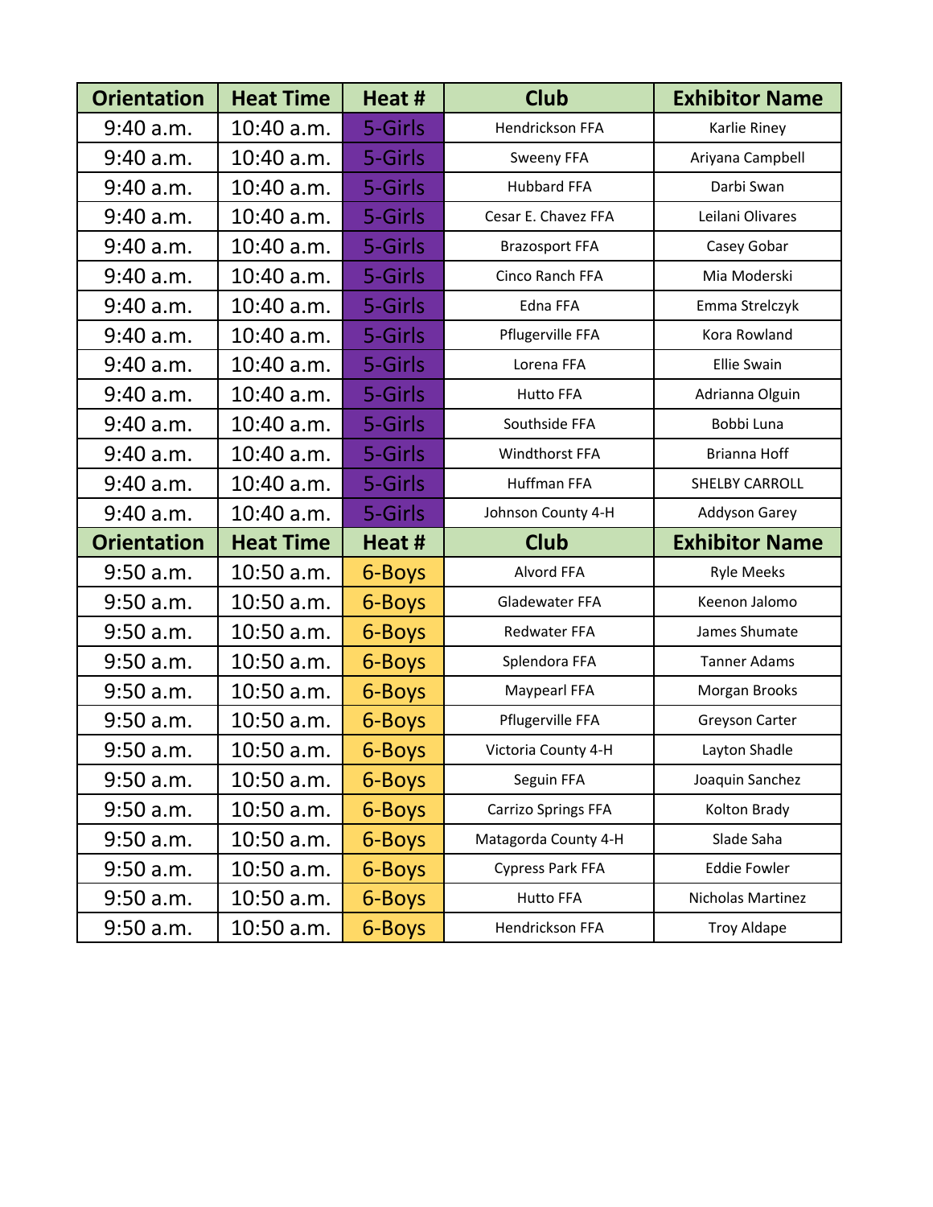| Orientation | Heat Time | Heat # | Club | Exhibitor Name |
|---|---|---|---|---|
| 9:40 a.m. | 10:40 a.m. | 5-Girls | Hendrickson FFA | Karlie Riney |
| 9:40 a.m. | 10:40 a.m. | 5-Girls | Sweeny FFA | Ariyana Campbell |
| 9:40 a.m. | 10:40 a.m. | 5-Girls | Hubbard FFA | Darbi Swan |
| 9:40 a.m. | 10:40 a.m. | 5-Girls | Cesar E. Chavez FFA | Leilani Olivares |
| 9:40 a.m. | 10:40 a.m. | 5-Girls | Brazosport FFA | Casey Gobar |
| 9:40 a.m. | 10:40 a.m. | 5-Girls | Cinco Ranch FFA | Mia Moderski |
| 9:40 a.m. | 10:40 a.m. | 5-Girls | Edna FFA | Emma Strelczyk |
| 9:40 a.m. | 10:40 a.m. | 5-Girls | Pflugerville FFA | Kora Rowland |
| 9:40 a.m. | 10:40 a.m. | 5-Girls | Lorena FFA | Ellie Swain |
| 9:40 a.m. | 10:40 a.m. | 5-Girls | Hutto FFA | Adrianna Olguin |
| 9:40 a.m. | 10:40 a.m. | 5-Girls | Southside FFA | Bobbi Luna |
| 9:40 a.m. | 10:40 a.m. | 5-Girls | Windthorst FFA | Brianna Hoff |
| 9:40 a.m. | 10:40 a.m. | 5-Girls | Huffman FFA | SHELBY CARROLL |
| 9:40 a.m. | 10:40 a.m. | 5-Girls | Johnson County 4-H | Addyson Garey |
| **Orientation** | **Heat Time** | **Heat #** | **Club** | **Exhibitor Name** |
| 9:50 a.m. | 10:50 a.m. | 6-Boys | Alvord FFA | Ryle Meeks |
| 9:50 a.m. | 10:50 a.m. | 6-Boys | Gladewater FFA | Keenon Jalomo |
| 9:50 a.m. | 10:50 a.m. | 6-Boys | Redwater FFA | James Shumate |
| 9:50 a.m. | 10:50 a.m. | 6-Boys | Splendora FFA | Tanner Adams |
| 9:50 a.m. | 10:50 a.m. | 6-Boys | Maypearl FFA | Morgan Brooks |
| 9:50 a.m. | 10:50 a.m. | 6-Boys | Pflugerville FFA | Greyson Carter |
| 9:50 a.m. | 10:50 a.m. | 6-Boys | Victoria County 4-H | Layton Shadle |
| 9:50 a.m. | 10:50 a.m. | 6-Boys | Seguin FFA | Joaquin Sanchez |
| 9:50 a.m. | 10:50 a.m. | 6-Boys | Carrizo Springs FFA | Kolton Brady |
| 9:50 a.m. | 10:50 a.m. | 6-Boys | Matagorda County 4-H | Slade Saha |
| 9:50 a.m. | 10:50 a.m. | 6-Boys | Cypress Park FFA | Eddie Fowler |
| 9:50 a.m. | 10:50 a.m. | 6-Boys | Hutto FFA | Nicholas Martinez |
| 9:50 a.m. | 10:50 a.m. | 6-Boys | Hendrickson FFA | Troy Aldape |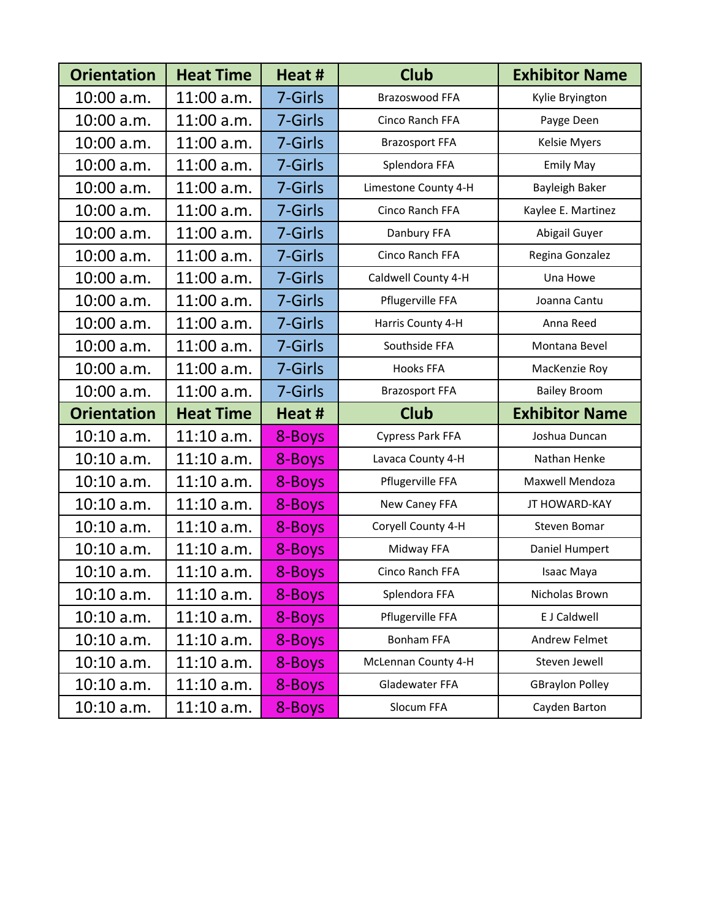| Orientation | Heat Time | Heat # | Club | Exhibitor Name |
|---|---|---|---|---|
| 10:00 a.m. | 11:00 a.m. | 7-Girls | Brazoswood FFA | Kylie Bryington |
| 10:00 a.m. | 11:00 a.m. | 7-Girls | Cinco Ranch FFA | Payge Deen |
| 10:00 a.m. | 11:00 a.m. | 7-Girls | Brazosport FFA | Kelsie Myers |
| 10:00 a.m. | 11:00 a.m. | 7-Girls | Splendora FFA | Emily May |
| 10:00 a.m. | 11:00 a.m. | 7-Girls | Limestone County 4-H | Bayleigh Baker |
| 10:00 a.m. | 11:00 a.m. | 7-Girls | Cinco Ranch FFA | Kaylee E. Martinez |
| 10:00 a.m. | 11:00 a.m. | 7-Girls | Danbury FFA | Abigail Guyer |
| 10:00 a.m. | 11:00 a.m. | 7-Girls | Cinco Ranch FFA | Regina Gonzalez |
| 10:00 a.m. | 11:00 a.m. | 7-Girls | Caldwell County 4-H | Una Howe |
| 10:00 a.m. | 11:00 a.m. | 7-Girls | Pflugerville FFA | Joanna Cantu |
| 10:00 a.m. | 11:00 a.m. | 7-Girls | Harris County 4-H | Anna Reed |
| 10:00 a.m. | 11:00 a.m. | 7-Girls | Southside FFA | Montana Bevel |
| 10:00 a.m. | 11:00 a.m. | 7-Girls | Hooks FFA | MacKenzie Roy |
| 10:00 a.m. | 11:00 a.m. | 7-Girls | Brazosport FFA | Bailey Broom |
| **Orientation** | **Heat Time** | **Heat #** | **Club** | **Exhibitor Name** |
| 10:10 a.m. | 11:10 a.m. | 8-Boys | Cypress Park FFA | Joshua Duncan |
| 10:10 a.m. | 11:10 a.m. | 8-Boys | Lavaca County 4-H | Nathan Henke |
| 10:10 a.m. | 11:10 a.m. | 8-Boys | Pflugerville FFA | Maxwell Mendoza |
| 10:10 a.m. | 11:10 a.m. | 8-Boys | New Caney FFA | JT HOWARD-KAY |
| 10:10 a.m. | 11:10 a.m. | 8-Boys | Coryell County 4-H | Steven Bomar |
| 10:10 a.m. | 11:10 a.m. | 8-Boys | Midway FFA | Daniel Humpert |
| 10:10 a.m. | 11:10 a.m. | 8-Boys | Cinco Ranch FFA | Isaac Maya |
| 10:10 a.m. | 11:10 a.m. | 8-Boys | Splendora FFA | Nicholas Brown |
| 10:10 a.m. | 11:10 a.m. | 8-Boys | Pflugerville FFA | E J Caldwell |
| 10:10 a.m. | 11:10 a.m. | 8-Boys | Bonham FFA | Andrew Felmet |
| 10:10 a.m. | 11:10 a.m. | 8-Boys | McLennan County 4-H | Steven Jewell |
| 10:10 a.m. | 11:10 a.m. | 8-Boys | Gladewater FFA | GBraylon Polley |
| 10:10 a.m. | 11:10 a.m. | 8-Boys | Slocum FFA | Cayden Barton |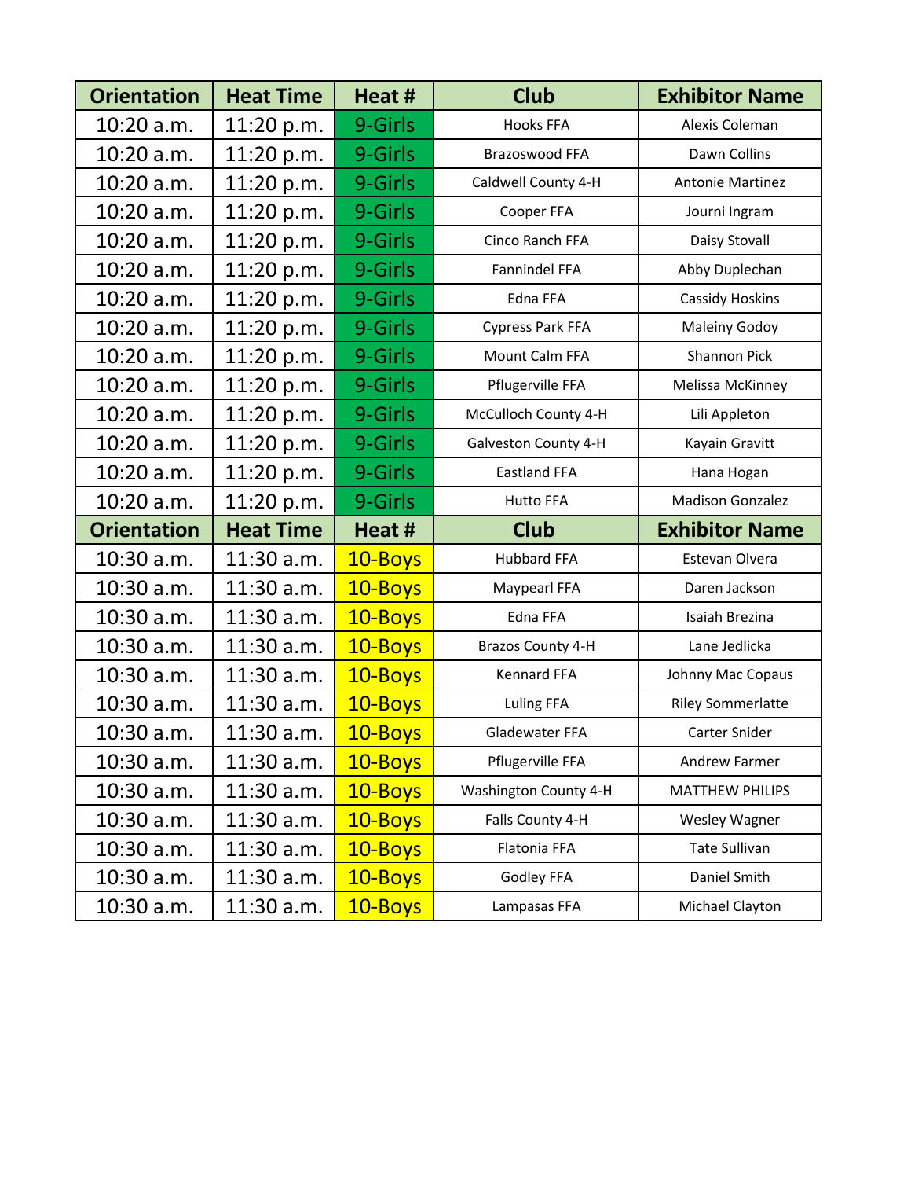| Orientation | Heat Time | Heat # | Club | Exhibitor Name |
| --- | --- | --- | --- | --- |
| 10:20 a.m. | 11:20 p.m. | 9-Girls | Hooks FFA | Alexis Coleman |
| 10:20 a.m. | 11:20 p.m. | 9-Girls | Brazoswood FFA | Dawn Collins |
| 10:20 a.m. | 11:20 p.m. | 9-Girls | Caldwell County 4-H | Antonie Martinez |
| 10:20 a.m. | 11:20 p.m. | 9-Girls | Cooper FFA | Journi Ingram |
| 10:20 a.m. | 11:20 p.m. | 9-Girls | Cinco Ranch FFA | Daisy Stovall |
| 10:20 a.m. | 11:20 p.m. | 9-Girls | Fannindel FFA | Abby Duplechan |
| 10:20 a.m. | 11:20 p.m. | 9-Girls | Edna FFA | Cassidy Hoskins |
| 10:20 a.m. | 11:20 p.m. | 9-Girls | Cypress Park FFA | Maleiny Godoy |
| 10:20 a.m. | 11:20 p.m. | 9-Girls | Mount Calm FFA | Shannon Pick |
| 10:20 a.m. | 11:20 p.m. | 9-Girls | Pflugerville FFA | Melissa McKinney |
| 10:20 a.m. | 11:20 p.m. | 9-Girls | McCulloch County 4-H | Lili Appleton |
| 10:20 a.m. | 11:20 p.m. | 9-Girls | Galveston County 4-H | Kayain Gravitt |
| 10:20 a.m. | 11:20 p.m. | 9-Girls | Eastland FFA | Hana Hogan |
| 10:20 a.m. | 11:20 p.m. | 9-Girls | Hutto FFA | Madison Gonzalez |
| **Orientation** | **Heat Time** | **Heat #** | **Club** | **Exhibitor Name** |
| 10:30 a.m. | 11:30 a.m. | 10-Boys | Hubbard FFA | Estevan Olvera |
| 10:30 a.m. | 11:30 a.m. | 10-Boys | Maypearl FFA | Daren Jackson |
| 10:30 a.m. | 11:30 a.m. | 10-Boys | Edna FFA | Isaiah Brezina |
| 10:30 a.m. | 11:30 a.m. | 10-Boys | Brazos County 4-H | Lane Jedlicka |
| 10:30 a.m. | 11:30 a.m. | 10-Boys | Kennard FFA | Johnny Mac Copaus |
| 10:30 a.m. | 11:30 a.m. | 10-Boys | Luling FFA | Riley Sommerlatte |
| 10:30 a.m. | 11:30 a.m. | 10-Boys | Gladewater FFA | Carter Snider |
| 10:30 a.m. | 11:30 a.m. | 10-Boys | Pflugerville FFA | Andrew Farmer |
| 10:30 a.m. | 11:30 a.m. | 10-Boys | Washington County 4-H | MATTHEW PHILIPS |
| 10:30 a.m. | 11:30 a.m. | 10-Boys | Falls County 4-H | Wesley Wagner |
| 10:30 a.m. | 11:30 a.m. | 10-Boys | Flatonia FFA | Tate Sullivan |
| 10:30 a.m. | 11:30 a.m. | 10-Boys | Godley FFA | Daniel Smith |
| 10:30 a.m. | 11:30 a.m. | 10-Boys | Lampasas FFA | Michael Clayton |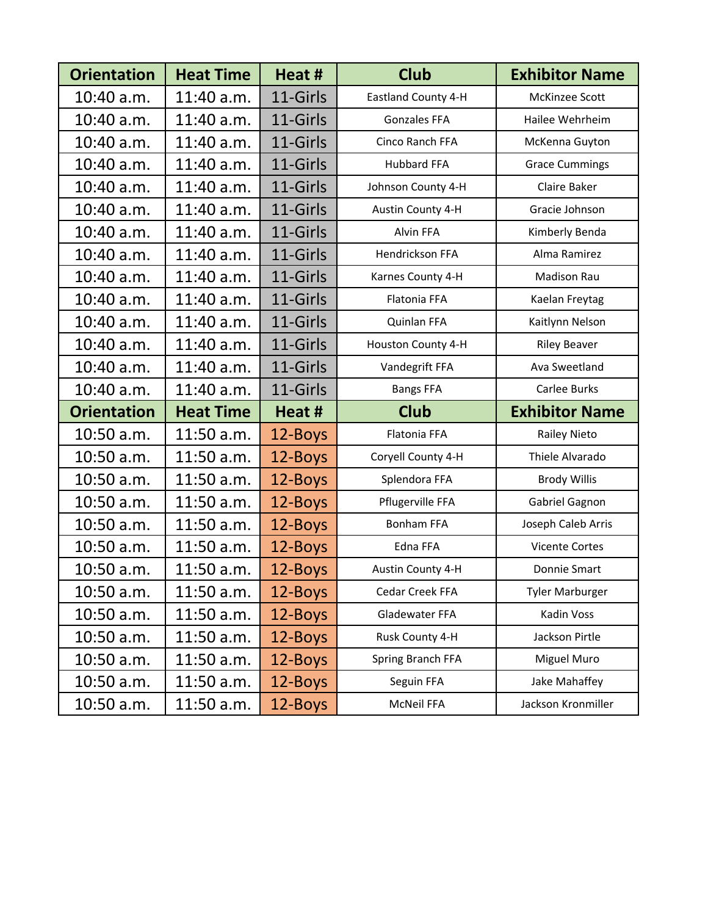| Orientation | Heat Time | Heat # | Club | Exhibitor Name |
|---|---|---|---|---|
| 10:40 a.m. | 11:40 a.m. | 11-Girls | Eastland County 4-H | McKinzee Scott |
| 10:40 a.m. | 11:40 a.m. | 11-Girls | Gonzales FFA | Hailee Wehrheim |
| 10:40 a.m. | 11:40 a.m. | 11-Girls | Cinco Ranch FFA | McKenna Guyton |
| 10:40 a.m. | 11:40 a.m. | 11-Girls | Hubbard FFA | Grace Cummings |
| 10:40 a.m. | 11:40 a.m. | 11-Girls | Johnson County 4-H | Claire Baker |
| 10:40 a.m. | 11:40 a.m. | 11-Girls | Austin County 4-H | Gracie Johnson |
| 10:40 a.m. | 11:40 a.m. | 11-Girls | Alvin FFA | Kimberly Benda |
| 10:40 a.m. | 11:40 a.m. | 11-Girls | Hendrickson FFA | Alma Ramirez |
| 10:40 a.m. | 11:40 a.m. | 11-Girls | Karnes County 4-H | Madison Rau |
| 10:40 a.m. | 11:40 a.m. | 11-Girls | Flatonia FFA | Kaelan Freytag |
| 10:40 a.m. | 11:40 a.m. | 11-Girls | Quinlan FFA | Kaitlynn Nelson |
| 10:40 a.m. | 11:40 a.m. | 11-Girls | Houston County 4-H | Riley Beaver |
| 10:40 a.m. | 11:40 a.m. | 11-Girls | Vandegrift FFA | Ava Sweetland |
| 10:40 a.m. | 11:40 a.m. | 11-Girls | Bangs FFA | Carlee Burks |
| **Orientation** | **Heat Time** | **Heat #** | **Club** | **Exhibitor Name** |
| 10:50 a.m. | 11:50 a.m. | 12-Boys | Flatonia FFA | Railey Nieto |
| 10:50 a.m. | 11:50 a.m. | 12-Boys | Coryell County 4-H | Thiele Alvarado |
| 10:50 a.m. | 11:50 a.m. | 12-Boys | Splendora FFA | Brody Willis |
| 10:50 a.m. | 11:50 a.m. | 12-Boys | Pflugerville FFA | Gabriel Gagnon |
| 10:50 a.m. | 11:50 a.m. | 12-Boys | Bonham FFA | Joseph Caleb Arris |
| 10:50 a.m. | 11:50 a.m. | 12-Boys | Edna FFA | Vicente Cortes |
| 10:50 a.m. | 11:50 a.m. | 12-Boys | Austin County 4-H | Donnie Smart |
| 10:50 a.m. | 11:50 a.m. | 12-Boys | Cedar Creek FFA | Tyler Marburger |
| 10:50 a.m. | 11:50 a.m. | 12-Boys | Gladewater FFA | Kadin Voss |
| 10:50 a.m. | 11:50 a.m. | 12-Boys | Rusk County 4-H | Jackson Pirtle |
| 10:50 a.m. | 11:50 a.m. | 12-Boys | Spring Branch FFA | Miguel Muro |
| 10:50 a.m. | 11:50 a.m. | 12-Boys | Seguin FFA | Jake Mahaffey |
| 10:50 a.m. | 11:50 a.m. | 12-Boys | McNeil FFA | Jackson Kronmiller |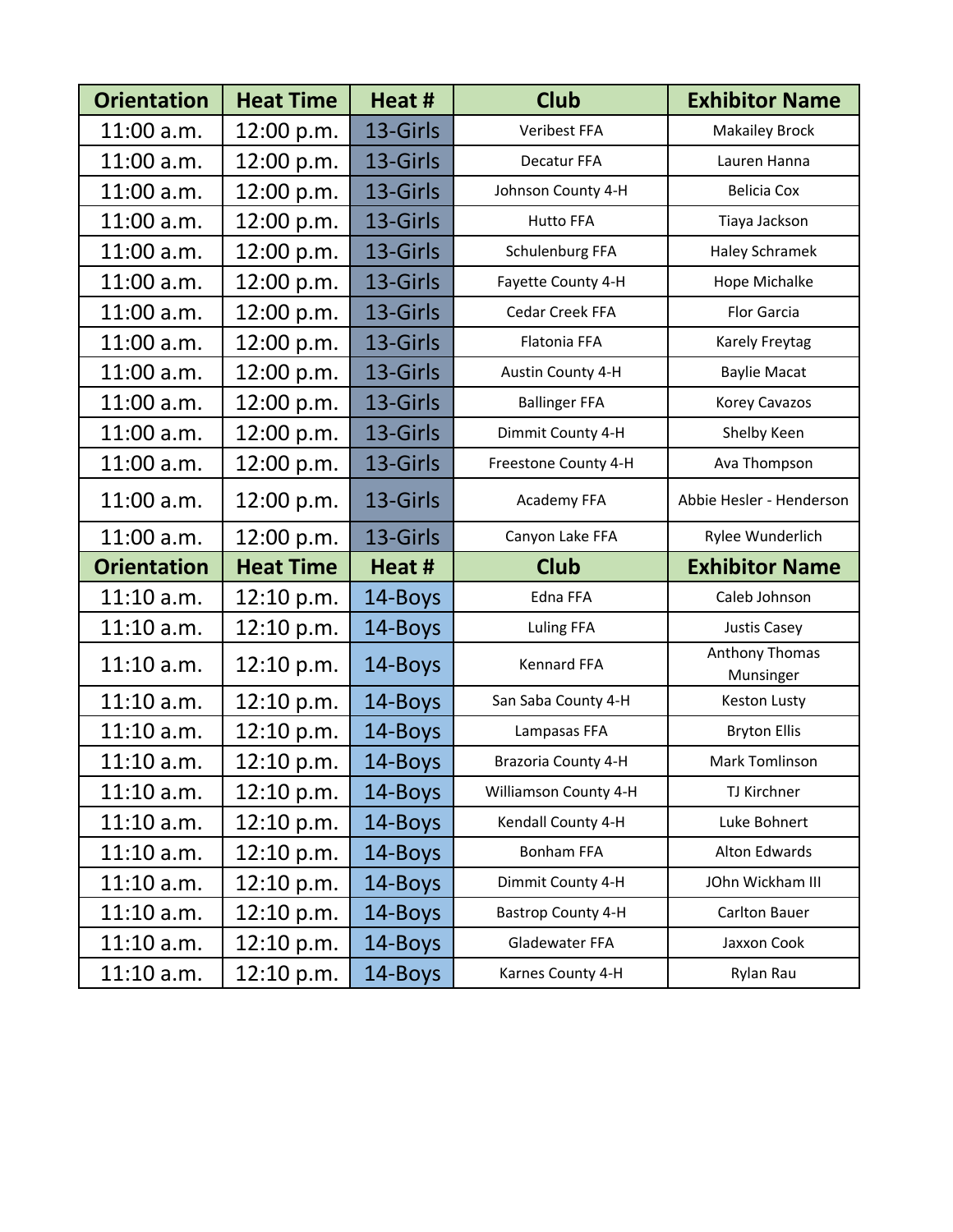| Orientation | Heat Time | Heat # | Club | Exhibitor Name |
|---|---|---|---|---|
| 11:00 a.m. | 12:00 p.m. | 13-Girls | Veribest FFA | Makailey Brock |
| 11:00 a.m. | 12:00 p.m. | 13-Girls | Decatur FFA | Lauren Hanna |
| 11:00 a.m. | 12:00 p.m. | 13-Girls | Johnson County 4-H | Belicia Cox |
| 11:00 a.m. | 12:00 p.m. | 13-Girls | Hutto FFA | Tiaya Jackson |
| 11:00 a.m. | 12:00 p.m. | 13-Girls | Schulenburg FFA | Haley Schramek |
| 11:00 a.m. | 12:00 p.m. | 13-Girls | Fayette County 4-H | Hope Michalke |
| 11:00 a.m. | 12:00 p.m. | 13-Girls | Cedar Creek FFA | Flor Garcia |
| 11:00 a.m. | 12:00 p.m. | 13-Girls | Flatonia FFA | Karely Freytag |
| 11:00 a.m. | 12:00 p.m. | 13-Girls | Austin County 4-H | Baylie Macat |
| 11:00 a.m. | 12:00 p.m. | 13-Girls | Ballinger FFA | Korey Cavazos |
| 11:00 a.m. | 12:00 p.m. | 13-Girls | Dimmit County 4-H | Shelby Keen |
| 11:00 a.m. | 12:00 p.m. | 13-Girls | Freestone County 4-H | Ava Thompson |
| 11:00 a.m. | 12:00 p.m. | 13-Girls | Academy FFA | Abbie Hesler - Henderson |
| 11:00 a.m. | 12:00 p.m. | 13-Girls | Canyon Lake FFA | Rylee Wunderlich |
| **Orientation** | **Heat Time** | **Heat #** | **Club** | **Exhibitor Name** |
| 11:10 a.m. | 12:10 p.m. | 14-Boys | Edna FFA | Caleb Johnson |
| 11:10 a.m. | 12:10 p.m. | 14-Boys | Luling FFA | Justis Casey |
| 11:10 a.m. | 12:10 p.m. | 14-Boys | Kennard FFA | Anthony Thomas Munsinger |
| 11:10 a.m. | 12:10 p.m. | 14-Boys | San Saba County 4-H | Keston Lusty |
| 11:10 a.m. | 12:10 p.m. | 14-Boys | Lampasas FFA | Bryton Ellis |
| 11:10 a.m. | 12:10 p.m. | 14-Boys | Brazoria County 4-H | Mark Tomlinson |
| 11:10 a.m. | 12:10 p.m. | 14-Boys | Williamson County 4-H | TJ Kirchner |
| 11:10 a.m. | 12:10 p.m. | 14-Boys | Kendall County 4-H | Luke Bohnert |
| 11:10 a.m. | 12:10 p.m. | 14-Boys | Bonham FFA | Alton Edwards |
| 11:10 a.m. | 12:10 p.m. | 14-Boys | Dimmit County 4-H | JOhn Wickham III |
| 11:10 a.m. | 12:10 p.m. | 14-Boys | Bastrop County 4-H | Carlton Bauer |
| 11:10 a.m. | 12:10 p.m. | 14-Boys | Gladewater FFA | Jaxxon Cook |
| 11:10 a.m. | 12:10 p.m. | 14-Boys | Karnes County 4-H | Rylan Rau |